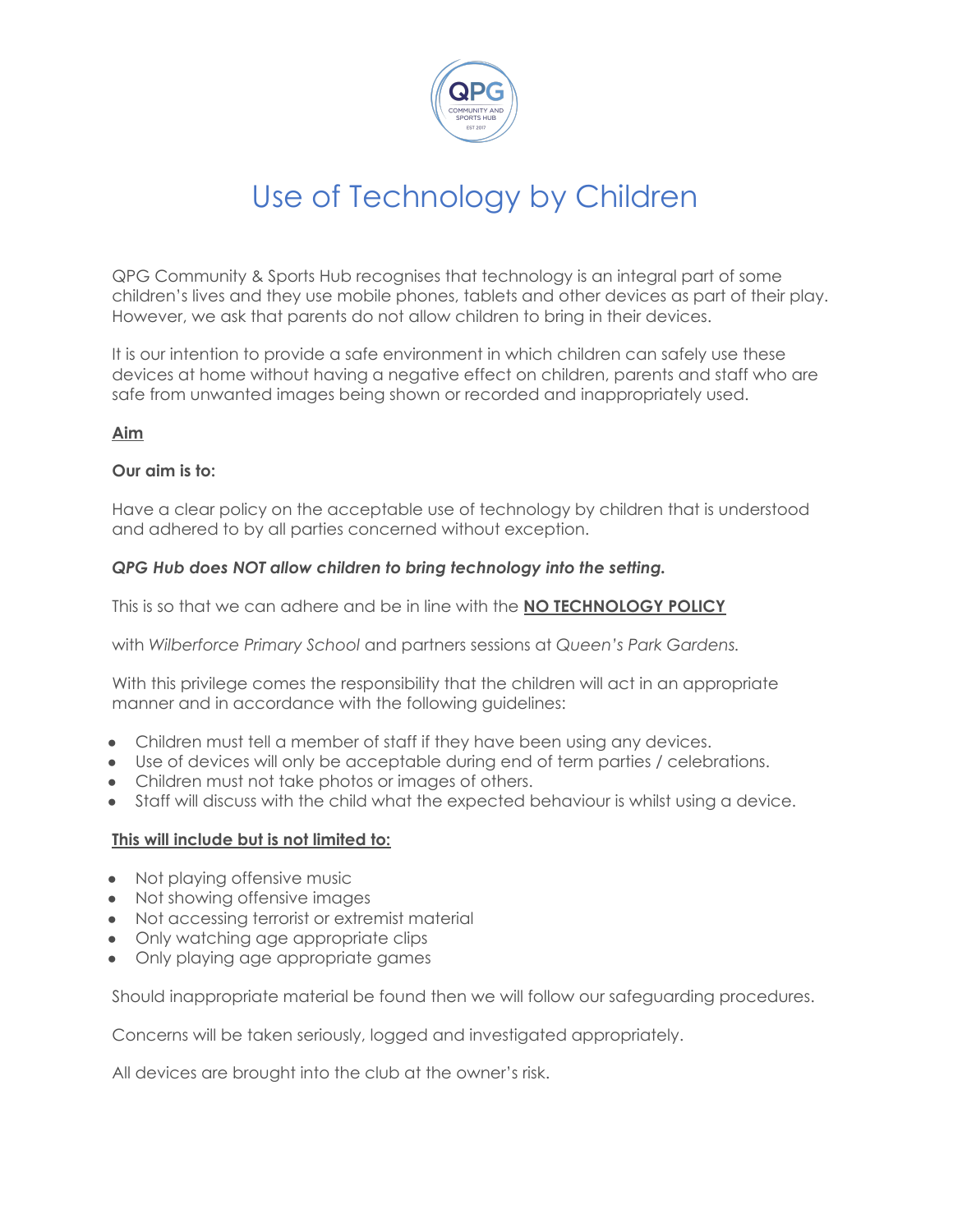# Use of Technology by Children

QPG Community & Sports Hub recognises that technology is an integral part of some children's lives and they use mobile phones, tablets and other devices as part of their play. However, we ask that parents do not allow children to bring in their devices.

It is our intention to provide a safe environment in which children can safely use these devices at home without having a negative effect on children, parents and staff who are safe from unwanted images being shown or recorded and inappropriately used.

**Aim**

**Our aim is to:**

Have a clear policy on the acceptable use of technology by children that is understood and adhered to by all parties concerned without exception.

***QPG Hub does NOT allow children to bring technology into the setting.***

This is so that we can adhere and be in line with the **NO TECHNOLOGY POLICY**

with *Wilberforce Primary School* and partners sessions at *Queen's Park Gardens.*

With this privilege comes the responsibility that the children will act in an appropriate manner and in accordance with the following guidelines:

- Children must tell a member of staff if they have been using any devices.
- Use of devices will only be acceptable during end of term parties / celebrations.
- Children must not take photos or images of others.
- Staff will discuss with the child what the expected behaviour is whilst using a device.

**This will include but is not limited to:**

- Not playing offensive music
- Not showing offensive images
- Not accessing terrorist or extremist material
- Only watching age appropriate clips
- Only playing age appropriate games

Should inappropriate material be found then we will follow our safeguarding procedures.

Concerns will be taken seriously, logged and investigated appropriately.

All devices are brought into the club at the owner's risk.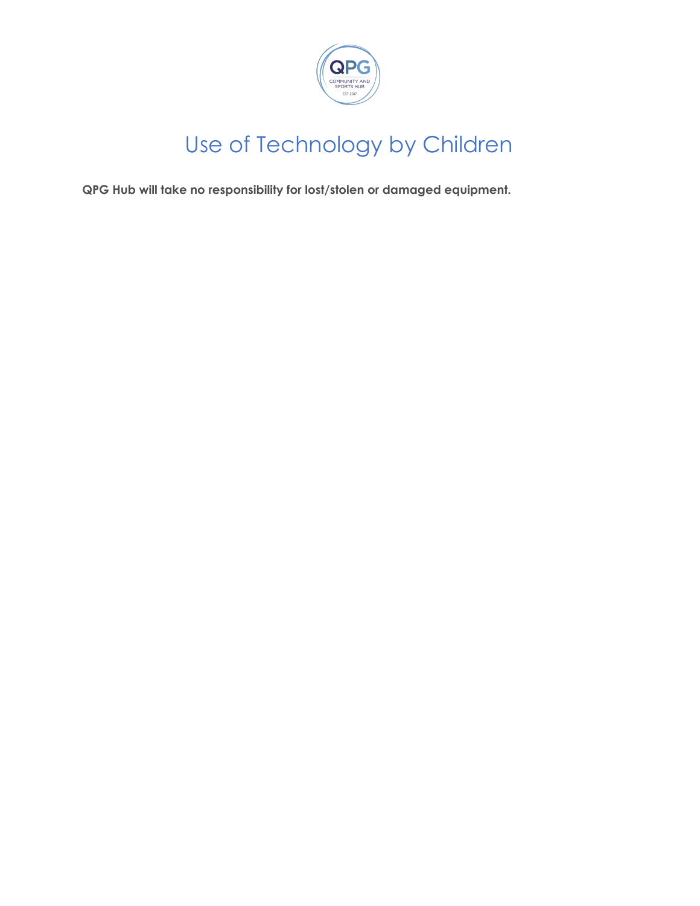# Use of Technology by Children

**QPG Hub will take no responsibility for lost/stolen or damaged equipment.**